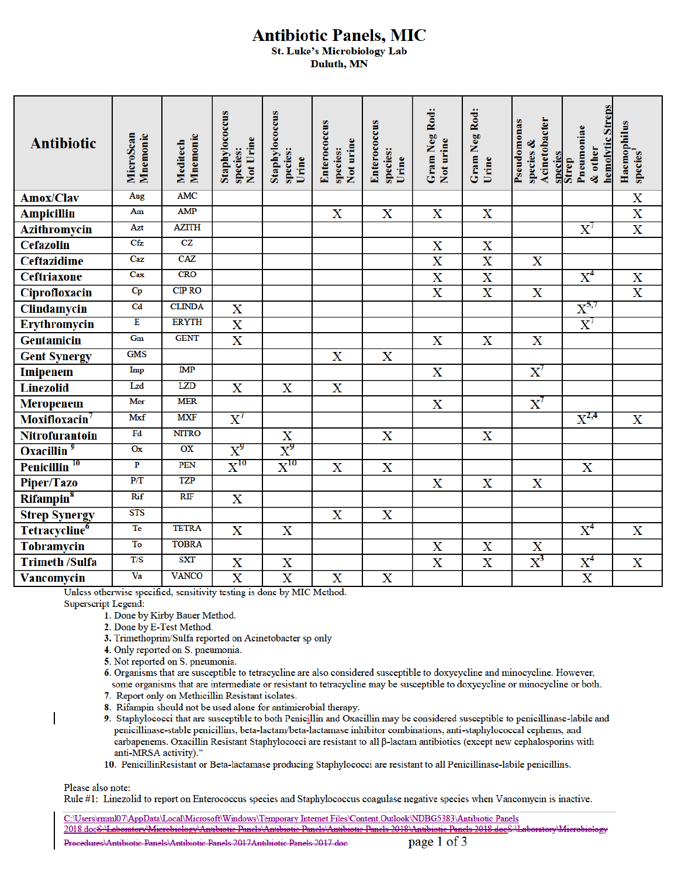# Antibiotic Panels, MIC

**St. Luke's Microbiology Lab**
**Duluth, MN**

| Antibiotic | MicroScan Mnemonic | Meditech Mnemonic | Staphylococcus species: Not Urine | Staphylococcus species: Urine | Enterococcus species: Not urine | Enterococcus species: Urine | Gram Neg Rod: Not urine | Gram Neg Rod: Urine | Pseudomonas species & Acinetobacter species | Strep Pneumoniae & other hemolytic Streps | Haemophilus species[1] |
|---|---|---|---|---|---|---|---|---|---|---|---|
| Amox/Clav | Aug | AMC | | | | | | | | | X |
| Ampicillin | Am | AMP | | | X | X | X | X | | | X |
| Azithromycin | Azt | AZITH | | | | | | | | X[7] | X |
| Cefazolin | Cfz | CZ | | | | | X | X | | | |
| Ceftazidime | Caz | CAZ | | | | | X | X | X | | |
| Ceftriaxone | Cax | CRO | | | | | X | X | | X[4] | X |
| Ciprofloxacin | Cp | CIP RO | | | | | X | X | X | | X |
| Clindamycin | Cd | CLINDA | X | | | | | | | X[5,7] | |
| Erythromycin | E | ERYTH | X | | | | | | | X[7] | |
| Gentamicin | Gm | GENT | X | | | | X | X | X | | |
| Gent Synergy | GMS | | | | X | X | | | | | |
| Imipenem | Imp | IMP | | | | | X | | X[7] | | |
| Linezolid | Lzd | LZD | X | X | X | | | | | | |
| Meropenem | Mer | MER | | | | | X | | X[7] | | |
| Moxifloxacin[7] | Mxf | MXF | X[7] | | | | | | | X[2,4] | X |
| Nitrofurantoin | Fd | NITRO | | X | | X | | X | | | |
| Oxacillin[9] | Ox | OX | X[9] | X[9] | | | | | | | |
| Penicillin[10] | P | PEN | X[10] | X[10] | X | X | | | | X | |
| Piper/Tazo | P/T | TZP | | | | | X | X | X | | |
| Rifampin[8] | Rif | RIF | X | | | | | | | | |
| Strep Synergy | STS | | | | X | X | | | | | |
| Tetracycline[6] | Te | TETRA | X | X | | | | | | X[4] | X |
| Tobramycin | To | TOBRA | | | | | X | X | X | | |
| Trimeth /Sulfa | T/S | SXT | X | X | | | X | X | X[3] | X[4] | X |
| Vancomycin | Va | VANCO | X | X | X | X | | | | X | |

Unless otherwise specified, sensitivity testing is done by MIC Method.

Superscript Legend:

1. Done by Kirby Bauer Method.
2. Done by E-Test Method.
3. Trimethoprim/Sulfa reported on Acinetobacter sp only
4. Only reported on S. pneumonia.
5. Not reported on S. pneumonia.
6. Organisms that are susceptible to tetracycline are also considered susceptible to doxycycline and minocycline. However, some organisms that are intermediate or resistant to tetracycline may be susceptible to doxycycline or minocycline or both.
7. Report only on Methicillin Resistant isolates.
8. Rifampin should not be used alone for antimicrobial therapy.
9. Staphylococci that are susceptible to both Penicillin and Oxacillin may be considered susceptible to penicillinase-labile and penicillinase-stable penicillins, beta-lactam/beta-lactamase inhibitor combinations, anti-staphylococcal cephems, and carbapenems. Oxacillin Resistant Staphylococci are resistant to all β-lactam antibiotics (except new cephalosporins with anti-MRSA activity)."
10. PenicillinResistant or Beta-lactamase producing Staphylococci are resistant to all Penicillinase-labile penicillins.

Please also note:
Rule #1: Linezolid to report on Enterococcus species and Staphylococcus coagulase negative species when Vancomycin is inactive.

C:\Users\rmml07\AppData\Local\Microsoft\Windows\Temporary Internet Files\Content.Outlook\NDBG5383\Antibiotic Panels 2018.doc~~S:\Laboratory\Microbiology\Antibiotic Panels\Antibiotic Panels\Antibiotic Panels 2018\Antibiotic Panels 2018.docS:\Laboratory\Microbiology Procedures\Antibiotic Panels\Antibiotic Panels 2017Antibiotic Panels 2017.doc~~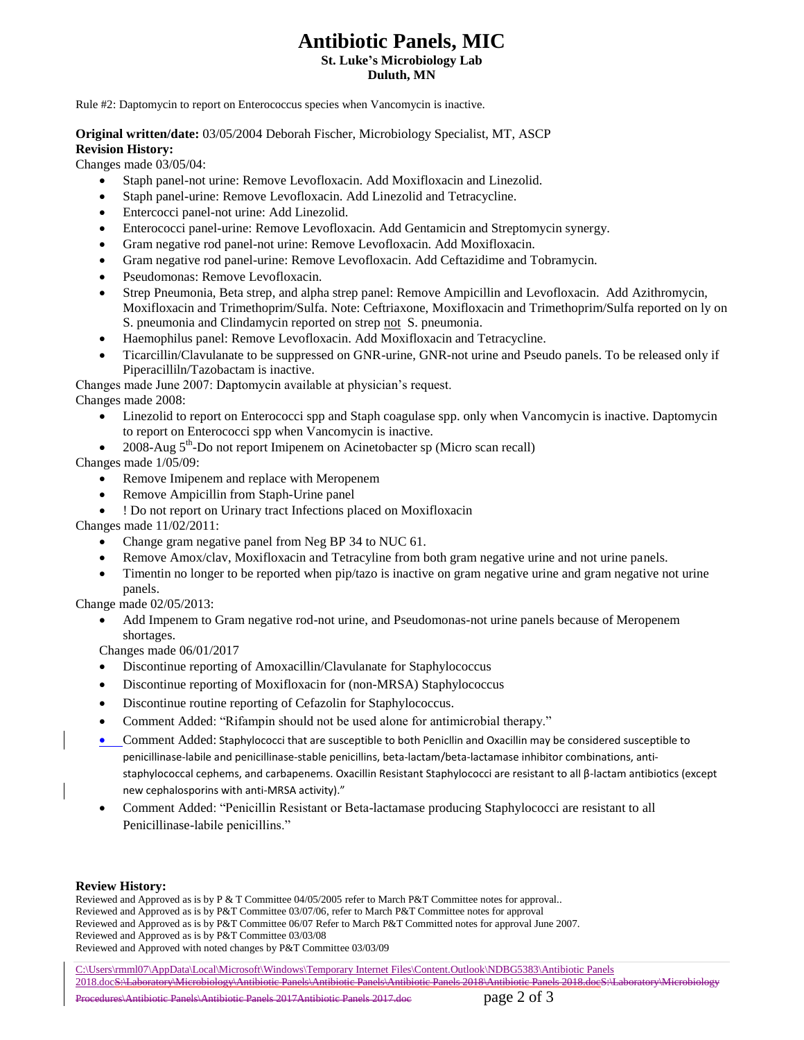Rule #2: Daptomycin to report on Enterococcus species when Vancomycin is inactive.

**Original written/date:** 03/05/2004 Deborah Fischer, Microbiology Specialist, MT, ASCP

**Revision History:**

Changes made 03/05/04:

- Staph panel-not urine: Remove Levofloxacin. Add Moxifloxacin and Linezolid.
- Staph panel-urine: Remove Levofloxacin. Add Linezolid and Tetracycline.
- Entercocci panel-not urine: Add Linezolid.
- Enterococci panel-urine: Remove Levofloxacin. Add Gentamicin and Streptomycin synergy.
- Gram negative rod panel-not urine: Remove Levofloxacin. Add Moxifloxacin.
- Gram negative rod panel-urine: Remove Levofloxacin. Add Ceftazidime and Tobramycin.
- Pseudomonas: Remove Levofloxacin.
- Strep Pneumonia, Beta strep, and alpha strep panel: Remove Ampicillin and Levofloxacin. Add Azithromycin, Moxifloxacin and Trimethoprim/Sulfa. Note: Ceftriaxone, Moxifloxacin and Trimethoprim/Sulfa reported on ly on S. pneumonia and Clindamycin reported on strep not S. pneumonia.
- Haemophilus panel: Remove Levofloxacin. Add Moxifloxacin and Tetracycline.
- Ticarcillin/Clavulanate to be suppressed on GNR-urine, GNR-not urine and Pseudo panels. To be released only if Piperacilliln/Tazobactam is inactive.

Changes made June 2007: Daptomycin available at physician's request.

Changes made 2008:

- Linezolid to report on Enterococci spp and Staph coagulase spp. only when Vancomycin is inactive. Daptomycin to report on Enterococci spp when Vancomycin is inactive.
- 2008-Aug 5th-Do not report Imipenem on Acinetobacter sp (Micro scan recall)

Changes made 1/05/09:

- Remove Imipenem and replace with Meropenem
- Remove Ampicillin from Staph-Urine panel
- ! Do not report on Urinary tract Infections placed on Moxifloxacin

Changes made 11/02/2011:

- Change gram negative panel from Neg BP 34 to NUC 61.
- Remove Amox/clav, Moxifloxacin and Tetracyline from both gram negative urine and not urine panels.
- Timentin no longer to be reported when pip/tazo is inactive on gram negative urine and gram negative not urine panels.

Change made 02/05/2013:

- Add Impenem to Gram negative rod-not urine, and Pseudomonas-not urine panels because of Meropenem shortages.

Changes made 06/01/2017

- Discontinue reporting of Amoxacillin/Clavulanate for Staphylococcus
- Discontinue reporting of Moxifloxacin for (non-MRSA) Staphylococcus
- Discontinue routine reporting of Cefazolin for Staphylococcus.
- Comment Added: "Rifampin should not be used alone for antimicrobial therapy."
- Comment Added: Staphylococci that are susceptible to both Penicllin and Oxacillin may be considered susceptible to penicillinase-labile and penicillinase-stable penicillins, beta-lactam/beta-lactamase inhibitor combinations, anti-staphylococcal cephems, and carbapenems. Oxacillin Resistant Staphylococci are resistant to all β-lactam antibiotics (except new cephalosporins with anti-MRSA activity)."
- Comment Added: "Penicillin Resistant or Beta-lactamase producing Staphylococci are resistant to all Penicillinase-labile penicillins."

**Review History:**

Reviewed and Approved as is by P & T Committee 04/05/2005 refer to March P&T Committee notes for approval..
Reviewed and Approved as is by P&T Committee 03/07/06, refer to March P&T Committee notes for approval
Reviewed and Approved as is by P&T Committee 06/07 Refer to March P&T Committed notes for approval June 2007.
Reviewed and Approved as is by P&T Committee 03/03/08
Reviewed and Approved with noted changes by P&T Committee 03/03/09

C:\Users\rmml07\AppData\Local\Microsoft\Windows\Temporary Internet Files\Content.Outlook\NDBG5383\Antibiotic Panels 2018.doc~~S:\Laboratory\Microbiology\Antibiotic Panels\Antibiotic Panels\Antibiotic Panels 2018\Antibiotic Panels 2018.doc~~~~S:\Laboratory\Microbiology Procedures\Antibiotic Panels\Antibiotic Panels 2017Antibiotic Panels 2017.doc~~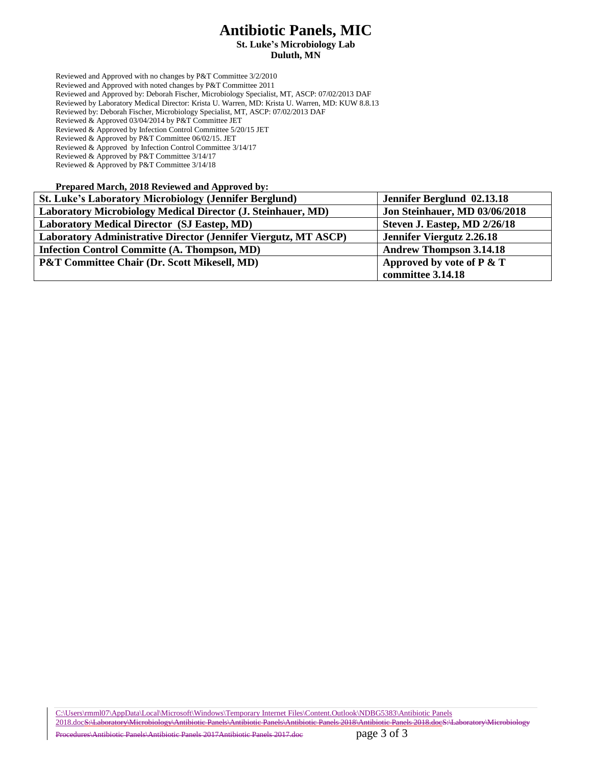Reviewed and Approved with no changes by P&T Committee 3/2/2010
Reviewed and Approved with noted changes by P&T Committee 2011
Reviewed and Approved by: Deborah Fischer, Microbiology Specialist, MT, ASCP: 07/02/2013 DAF
Reviewed by Laboratory Medical Director: Krista U. Warren, MD: Krista U. Warren, MD: KUW 8.8.13
Reviewed by: Deborah Fischer, Microbiology Specialist, MT, ASCP: 07/02/2013 DAF
Reviewed & Approved 03/04/2014 by P&T Committee JET
Reviewed & Approved by Infection Control Committee 5/20/15 JET
Reviewed & Approved by P&T Committee 06/02/15. JET
Reviewed & Approved by Infection Control Committee 3/14/17
Reviewed & Approved by P&T Committee 3/14/17
Reviewed & Approved by P&T Committee 3/14/18

**Prepared March, 2018 Reviewed and Approved by:**

| | |
|---|---|
| **St. Luke's Laboratory Microbiology (Jennifer Berglund)** | **Jennifer Berglund 02.13.18** |
| **Laboratory Microbiology Medical Director (J. Steinhauer, MD)** | **Jon Steinhauer, MD 03/06/2018** |
| **Laboratory Medical Director (SJ Eastep, MD)** | **Steven J. Eastep, MD 2/26/18** |
| **Laboratory Administrative Director (Jennifer Viergutz, MT ASCP)** | **Jennifer Viergutz 2.26.18** |
| **Infection Control Committe (A. Thompson, MD)** | **Andrew Thompson 3.14.18** |
| **P&T Committee Chair (Dr. Scott Mikesell, MD)** | **Approved by vote of P & T committee 3.14.18** |